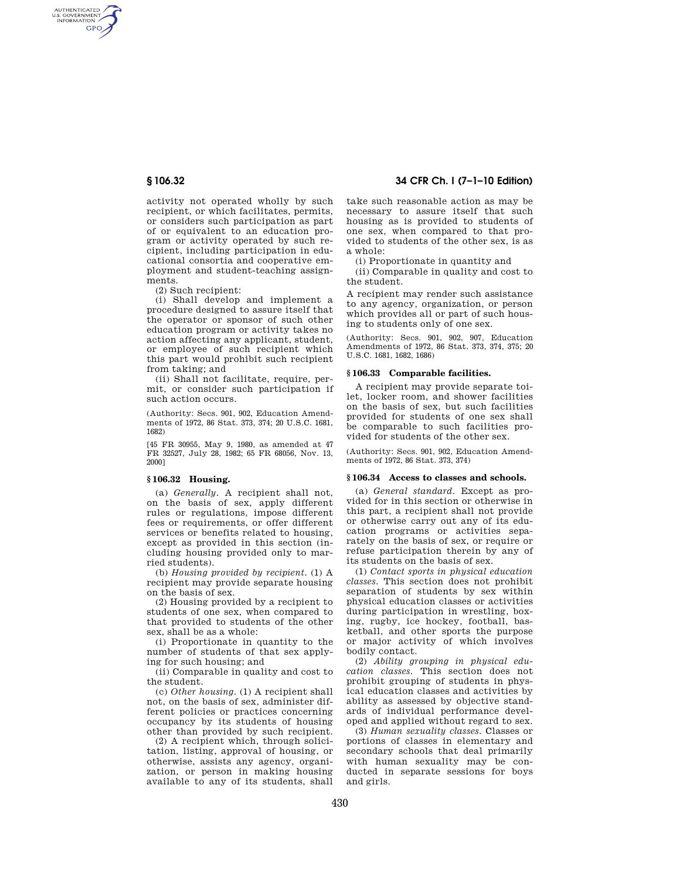activity not operated wholly by such recipient, or which facilitates, permits, or considers such participation as part of or equivalent to an education program or activity operated by such recipient, including participation in educational consortia and cooperative employment and student-teaching assignments.

(2) Such recipient:

(i) Shall develop and implement a procedure designed to assure itself that the operator or sponsor of such other education program or activity takes no action affecting any applicant, student, or employee of such recipient which this part would prohibit such recipient from taking; and

(ii) Shall not facilitate, require, permit, or consider such participation if such action occurs.

(Authority: Secs. 901, 902, Education Amendments of 1972, 86 Stat. 373, 374; 20 U.S.C. 1681, 1682)

[45 FR 30955, May 9, 1980, as amended at 47 FR 32527, July 28, 1982; 65 FR 68056, Nov. 13, 2000]

### § 106.32 Housing.

(a) *Generally.* A recipient shall not, on the basis of sex, apply different rules or regulations, impose different fees or requirements, or offer different services or benefits related to housing, except as provided in this section (including housing provided only to married students).

(b) *Housing provided by recipient.* (1) A recipient may provide separate housing on the basis of sex.

(2) Housing provided by a recipient to students of one sex, when compared to that provided to students of the other sex, shall be as a whole:

(i) Proportionate in quantity to the number of students of that sex applying for such housing; and

(ii) Comparable in quality and cost to the student.

(c) *Other housing.* (1) A recipient shall not, on the basis of sex, administer different policies or practices concerning occupancy by its students of housing other than provided by such recipient.

(2) A recipient which, through solicitation, listing, approval of housing, or otherwise, assists any agency, organization, or person in making housing available to any of its students, shall take such reasonable action as may be necessary to assure itself that such housing as is provided to students of one sex, when compared to that provided to students of the other sex, is as a whole:

(i) Proportionate in quantity and

(ii) Comparable in quality and cost to the student.

A recipient may render such assistance to any agency, organization, or person which provides all or part of such housing to students only of one sex.

(Authority: Secs. 901, 902, 907, Education Amendments of 1972, 86 Stat. 373, 374, 375; 20 U.S.C. 1681, 1682, 1686)

### § 106.33 Comparable facilities.

A recipient may provide separate toilet, locker room, and shower facilities on the basis of sex, but such facilities provided for students of one sex shall be comparable to such facilities provided for students of the other sex.

(Authority: Secs. 901, 902, Education Amendments of 1972, 86 Stat. 373, 374)

### § 106.34 Access to classes and schools.

(a) *General standard.* Except as provided for in this section or otherwise in this part, a recipient shall not provide or otherwise carry out any of its education programs or activities separately on the basis of sex, or require or refuse participation therein by any of its students on the basis of sex.

(1) *Contact sports in physical education classes.* This section does not prohibit separation of students by sex within physical education classes or activities during participation in wrestling, boxing, rugby, ice hockey, football, basketball, and other sports the purpose or major activity of which involves bodily contact.

(2) *Ability grouping in physical education classes.* This section does not prohibit grouping of students in physical education classes and activities by ability as assessed by objective standards of individual performance developed and applied without regard to sex.

(3) *Human sexuality classes.* Classes or portions of classes in elementary and secondary schools that deal primarily with human sexuality may be conducted in separate sessions for boys and girls.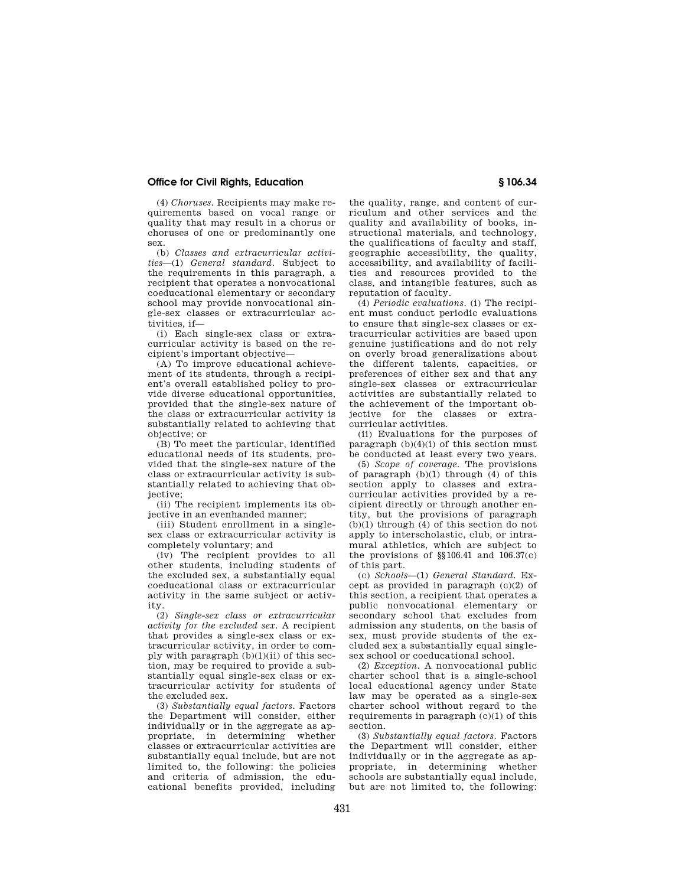(4) *Choruses.* Recipients may make requirements based on vocal range or quality that may result in a chorus or choruses of one or predominantly one sex.

(b) *Classes and extracurricular activities*—(1) *General standard.* Subject to the requirements in this paragraph, a recipient that operates a nonvocational coeducational elementary or secondary school may provide nonvocational single-sex classes or extracurricular activities, if—

(i) Each single-sex class or extracurricular activity is based on the recipient's important objective—

(A) To improve educational achievement of its students, through a recipient's overall established policy to provide diverse educational opportunities, provided that the single-sex nature of the class or extracurricular activity is substantially related to achieving that objective; or

(B) To meet the particular, identified educational needs of its students, provided that the single-sex nature of the class or extracurricular activity is substantially related to achieving that objective;

(ii) The recipient implements its objective in an evenhanded manner;

(iii) Student enrollment in a single-sex class or extracurricular activity is completely voluntary; and

(iv) The recipient provides to all other students, including students of the excluded sex, a substantially equal coeducational class or extracurricular activity in the same subject or activity.

(2) *Single-sex class or extracurricular activity for the excluded sex.* A recipient that provides a single-sex class or extracurricular activity, in order to comply with paragraph (b)(1)(ii) of this section, may be required to provide a substantially equal single-sex class or extracurricular activity for students of the excluded sex.

(3) *Substantially equal factors.* Factors the Department will consider, either individually or in the aggregate as appropriate, in determining whether classes or extracurricular activities are substantially equal include, but are not limited to, the following: the policies and criteria of admission, the educational benefits provided, including the quality, range, and content of curriculum and other services and the quality and availability of books, instructional materials, and technology, the qualifications of faculty and staff, geographic accessibility, the quality, accessibility, and availability of facilities and resources provided to the class, and intangible features, such as reputation of faculty.

(4) *Periodic evaluations.* (i) The recipient must conduct periodic evaluations to ensure that single-sex classes or extracurricular activities are based upon genuine justifications and do not rely on overly broad generalizations about the different talents, capacities, or preferences of either sex and that any single-sex classes or extracurricular activities are substantially related to the achievement of the important objective for the classes or extracurricular activities.

(ii) Evaluations for the purposes of paragraph (b)(4)(i) of this section must be conducted at least every two years.

(5) *Scope of coverage.* The provisions of paragraph (b)(1) through (4) of this section apply to classes and extracurricular activities provided by a recipient directly or through another entity, but the provisions of paragraph (b)(1) through (4) of this section do not apply to interscholastic, club, or intramural athletics, which are subject to the provisions of §§ 106.41 and 106.37(c) of this part.

(c) *Schools*—(1) *General Standard.* Except as provided in paragraph (c)(2) of this section, a recipient that operates a public nonvocational elementary or secondary school that excludes from admission any students, on the basis of sex, must provide students of the excluded sex a substantially equal single-sex school or coeducational school.

(2) *Exception.* A nonvocational public charter school that is a single-school local educational agency under State law may be operated as a single-sex charter school without regard to the requirements in paragraph (c)(1) of this section.

(3) *Substantially equal factors.* Factors the Department will consider, either individually or in the aggregate as appropriate, in determining whether schools are substantially equal include, but are not limited to, the following: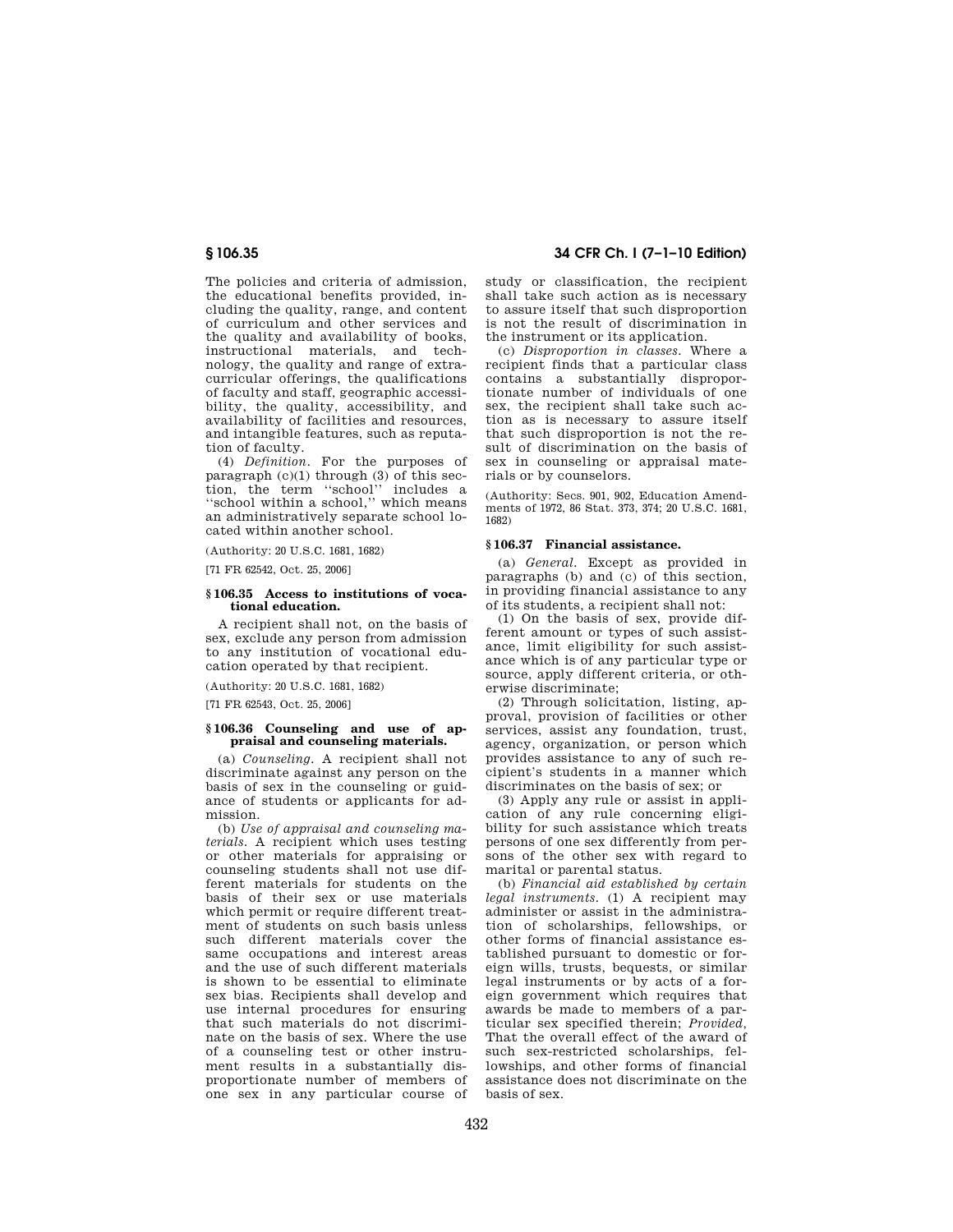The policies and criteria of admission, the educational benefits provided, including the quality, range, and content of curriculum and other services and the quality and availability of books, instructional materials, and technology, the quality and range of extracurricular offerings, the qualifications of faculty and staff, geographic accessibility, the quality, accessibility, and availability of facilities and resources, and intangible features, such as reputation of faculty.

(4) *Definition.* For the purposes of paragraph (c)(1) through (3) of this section, the term "school" includes a "school within a school," which means an administratively separate school located within another school.

(Authority: 20 U.S.C. 1681, 1682)

[71 FR 62542, Oct. 25, 2006]

### § 106.35 Access to institutions of vocational education.

A recipient shall not, on the basis of sex, exclude any person from admission to any institution of vocational education operated by that recipient.

(Authority: 20 U.S.C. 1681, 1682)

[71 FR 62543, Oct. 25, 2006]

### § 106.36 Counseling and use of appraisal and counseling materials.

(a) *Counseling.* A recipient shall not discriminate against any person on the basis of sex in the counseling or guidance of students or applicants for admission.

(b) *Use of appraisal and counseling materials.* A recipient which uses testing or other materials for appraising or counseling students shall not use different materials for students on the basis of their sex or use materials which permit or require different treatment of students on such basis unless such different materials cover the same occupations and interest areas and the use of such different materials is shown to be essential to eliminate sex bias. Recipients shall develop and use internal procedures for ensuring that such materials do not discriminate on the basis of sex. Where the use of a counseling test or other instrument results in a substantially disproportionate number of members of one sex in any particular course of study or classification, the recipient shall take such action as is necessary to assure itself that such disproportion is not the result of discrimination in the instrument or its application.

(c) *Disproportion in classes.* Where a recipient finds that a particular class contains a substantially disproportionate number of individuals of one sex, the recipient shall take such action as is necessary to assure itself that such disproportion is not the result of discrimination on the basis of sex in counseling or appraisal materials or by counselors.

(Authority: Secs. 901, 902, Education Amendments of 1972, 86 Stat. 373, 374; 20 U.S.C. 1681, 1682)

### § 106.37 Financial assistance.

(a) *General.* Except as provided in paragraphs (b) and (c) of this section, in providing financial assistance to any of its students, a recipient shall not:

(1) On the basis of sex, provide different amount or types of such assistance, limit eligibility for such assistance which is of any particular type or source, apply different criteria, or otherwise discriminate;

(2) Through solicitation, listing, approval, provision of facilities or other services, assist any foundation, trust, agency, organization, or person which provides assistance to any of such recipient's students in a manner which discriminates on the basis of sex; or

(3) Apply any rule or assist in application of any rule concerning eligibility for such assistance which treats persons of one sex differently from persons of the other sex with regard to marital or parental status.

(b) *Financial aid established by certain legal instruments.* (1) A recipient may administer or assist in the administration of scholarships, fellowships, or other forms of financial assistance established pursuant to domestic or foreign wills, trusts, bequests, or similar legal instruments or by acts of a foreign government which requires that awards be made to members of a particular sex specified therein; *Provided,* That the overall effect of the award of such sex-restricted scholarships, fellowships, and other forms of financial assistance does not discriminate on the basis of sex.